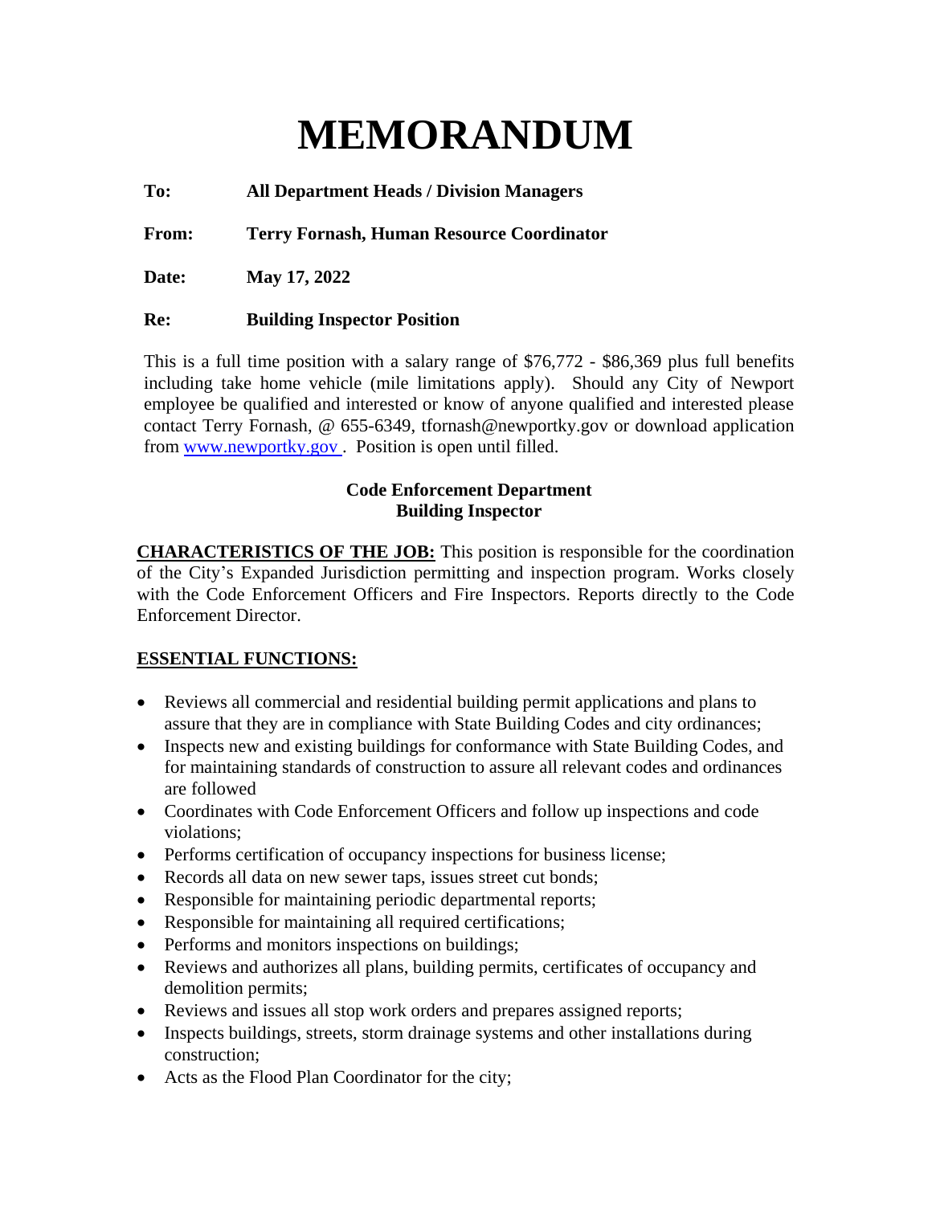# MEMORANDUM

**To:** **All Department Heads / Division Managers**

**From:** **Terry Fornash, Human Resource Coordinator**

**Date:** **May 17, 2022**

**Re:** **Building Inspector Position**

This is a full time position with a salary range of $76,772 - $86,369 plus full benefits including take home vehicle (mile limitations apply). Should any City of Newport employee be qualified and interested or know of anyone qualified and interested please contact Terry Fornash, @ 655-6349, tfornash@newportky.gov or download application from www.newportky.gov . Position is open until filled.

**Code Enforcement Department**
**Building Inspector**

**CHARACTERISTICS OF THE JOB:** This position is responsible for the coordination of the City's Expanded Jurisdiction permitting and inspection program. Works closely with the Code Enforcement Officers and Fire Inspectors. Reports directly to the Code Enforcement Director.

**ESSENTIAL FUNCTIONS:**

- Reviews all commercial and residential building permit applications and plans to assure that they are in compliance with State Building Codes and city ordinances;
- Inspects new and existing buildings for conformance with State Building Codes, and for maintaining standards of construction to assure all relevant codes and ordinances are followed
- Coordinates with Code Enforcement Officers and follow up inspections and code violations;
- Performs certification of occupancy inspections for business license;
- Records all data on new sewer taps, issues street cut bonds;
- Responsible for maintaining periodic departmental reports;
- Responsible for maintaining all required certifications;
- Performs and monitors inspections on buildings;
- Reviews and authorizes all plans, building permits, certificates of occupancy and demolition permits;
- Reviews and issues all stop work orders and prepares assigned reports;
- Inspects buildings, streets, storm drainage systems and other installations during construction;
- Acts as the Flood Plan Coordinator for the city;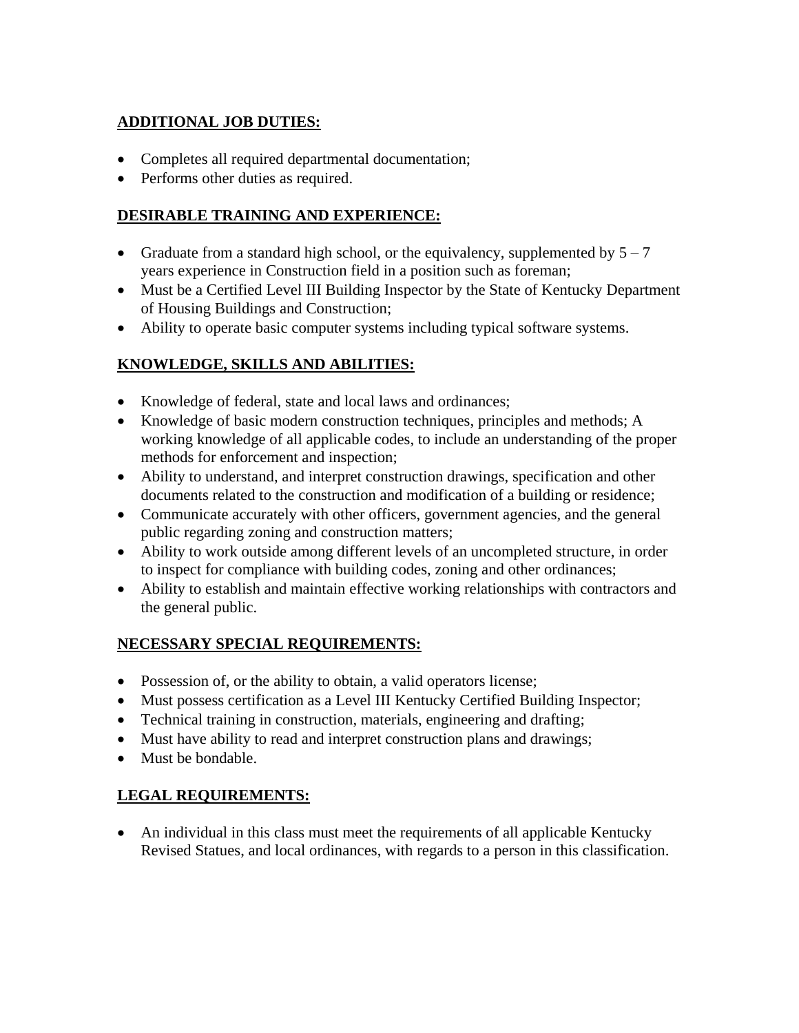**ADDITIONAL JOB DUTIES:**

- Completes all required departmental documentation;
- Performs other duties as required.

**DESIRABLE TRAINING AND EXPERIENCE:**

- Graduate from a standard high school, or the equivalency, supplemented by 5 – 7 years experience in Construction field in a position such as foreman;
- Must be a Certified Level III Building Inspector by the State of Kentucky Department of Housing Buildings and Construction;
- Ability to operate basic computer systems including typical software systems.

**KNOWLEDGE, SKILLS AND ABILITIES:**

- Knowledge of federal, state and local laws and ordinances;
- Knowledge of basic modern construction techniques, principles and methods; A working knowledge of all applicable codes, to include an understanding of the proper methods for enforcement and inspection;
- Ability to understand, and interpret construction drawings, specification and other documents related to the construction and modification of a building or residence;
- Communicate accurately with other officers, government agencies, and the general public regarding zoning and construction matters;
- Ability to work outside among different levels of an uncompleted structure, in order to inspect for compliance with building codes, zoning and other ordinances;
- Ability to establish and maintain effective working relationships with contractors and the general public.

**NECESSARY SPECIAL REQUIREMENTS:**

- Possession of, or the ability to obtain, a valid operators license;
- Must possess certification as a Level III Kentucky Certified Building Inspector;
- Technical training in construction, materials, engineering and drafting;
- Must have ability to read and interpret construction plans and drawings;
- Must be bondable.

**LEGAL REQUIREMENTS:**

- An individual in this class must meet the requirements of all applicable Kentucky Revised Statues, and local ordinances, with regards to a person in this classification.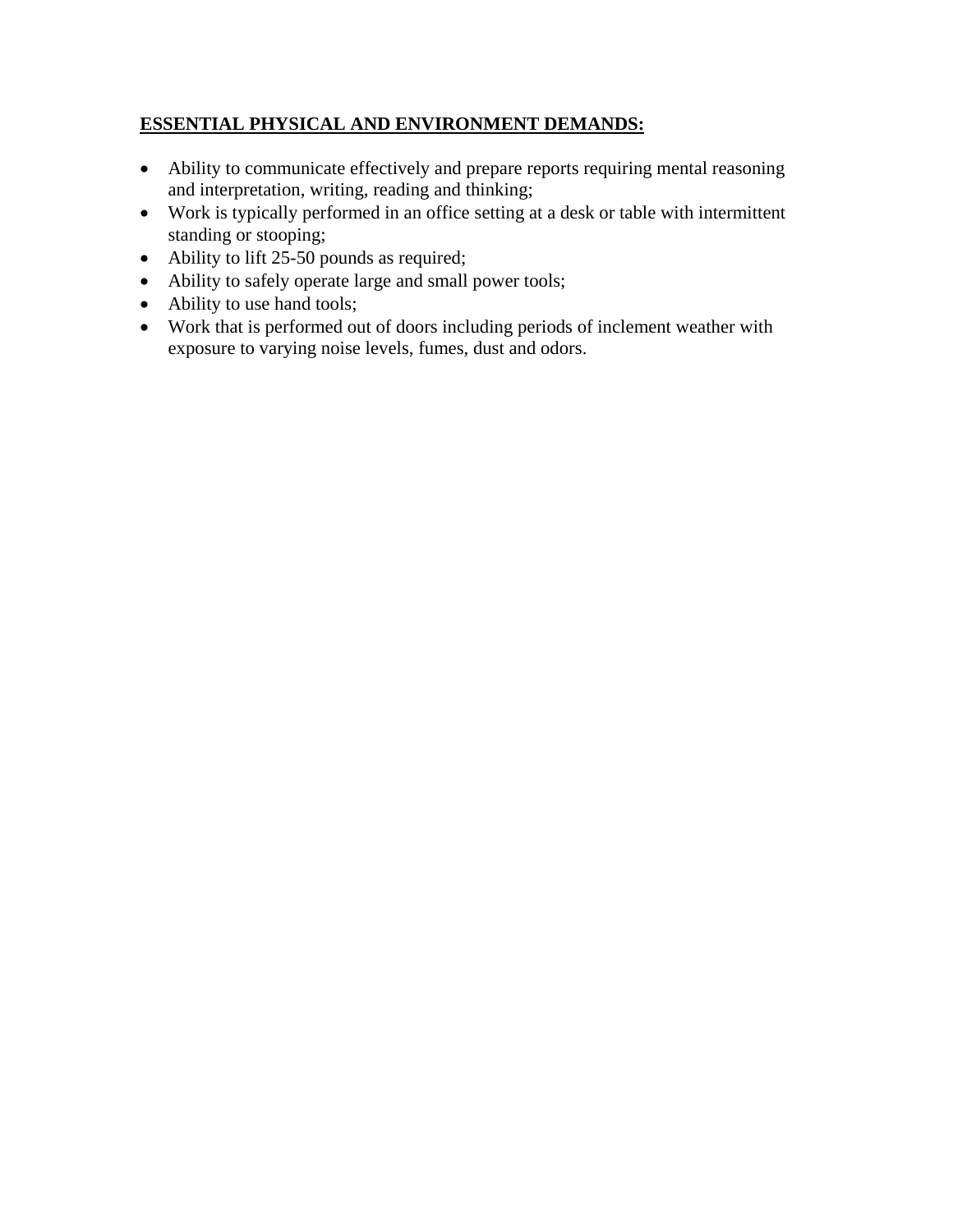**ESSENTIAL PHYSICAL AND ENVIRONMENT DEMANDS:**

- Ability to communicate effectively and prepare reports requiring mental reasoning and interpretation, writing, reading and thinking;
- Work is typically performed in an office setting at a desk or table with intermittent standing or stooping;
- Ability to lift 25-50 pounds as required;
- Ability to safely operate large and small power tools;
- Ability to use hand tools;
- Work that is performed out of doors including periods of inclement weather with exposure to varying noise levels, fumes, dust and odors.